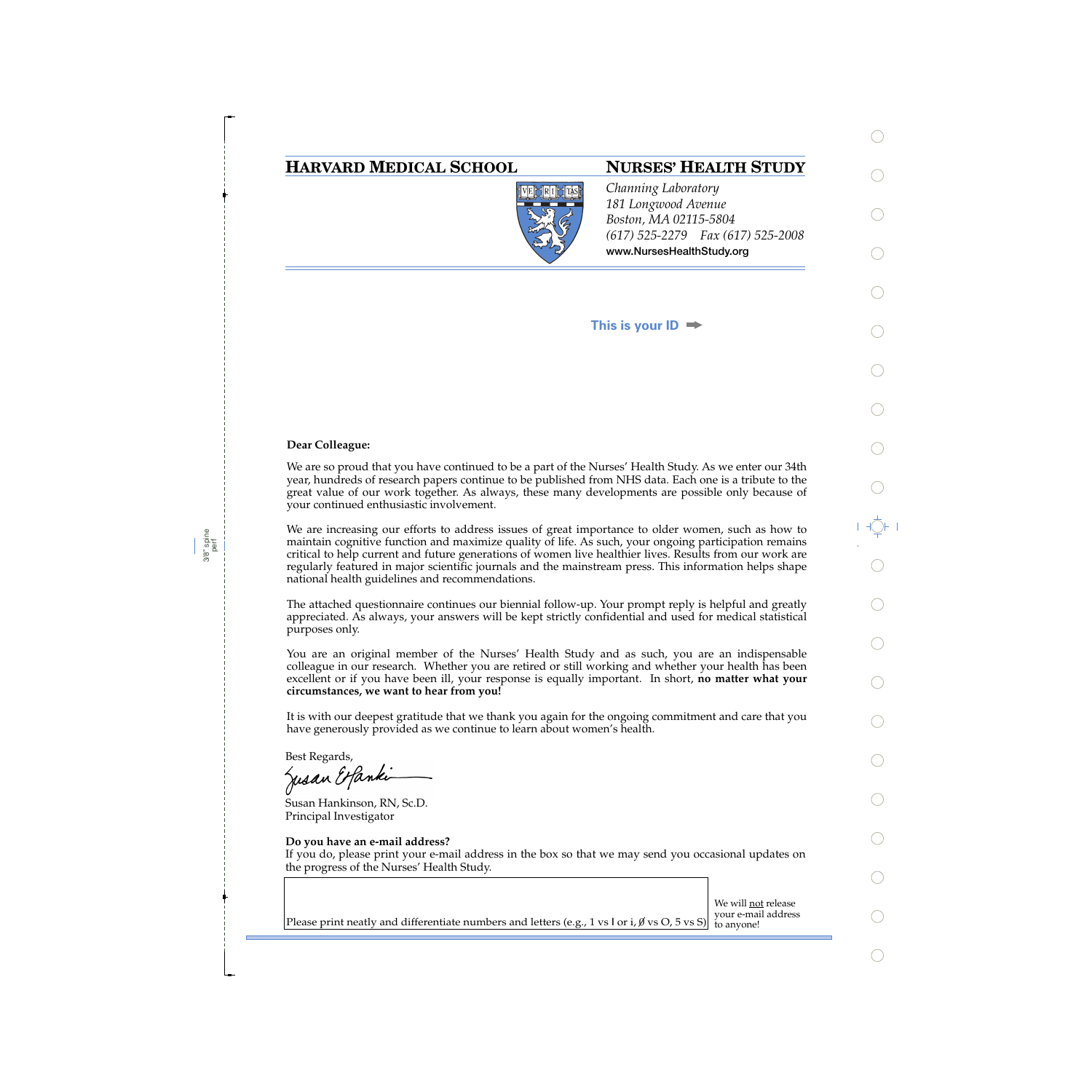# HARVARD MEDICAL SCHOOL

# NURSES' HEALTH STUDY

*Channing Laboratory*
*181 Longwood Avenue*
*Boston, MA 02115-5804*
*(617) 525-2279 Fax (617) 525-2008*
**www.NursesHealthStudy.org**

**This is your ID ➡**

**Dear Colleague:**

We are so proud that you have continued to be a part of the Nurses' Health Study. As we enter our 34th year, hundreds of research papers continue to be published from NHS data. Each one is a tribute to the great value of our work together. As always, these many developments are possible only because of your continued enthusiastic involvement.

We are increasing our efforts to address issues of great importance to older women, such as how to maintain cognitive function and maximize quality of life. As such, your ongoing participation remains critical to help current and future generations of women live healthier lives. Results from our work are regularly featured in major scientific journals and the mainstream press. This information helps shape national health guidelines and recommendations.

The attached questionnaire continues our biennial follow-up. Your prompt reply is helpful and greatly appreciated. As always, your answers will be kept strictly confidential and used for medical statistical purposes only.

You are an original member of the Nurses' Health Study and as such, you are an indispensable colleague in our research. Whether you are retired or still working and whether your health has been excellent or if you have been ill, your response is equally important. In short, **no matter what your circumstances, we want to hear from you!**

It is with our deepest gratitude that we thank you again for the ongoing commitment and care that you have generously provided as we continue to learn about women's health.

Best Regards,

Susan E Hankinson

Susan Hankinson, RN, Sc.D.
Principal Investigator

**Do you have an e-mail address?**
If you do, please print your e-mail address in the box so that we may send you occasional updates on the progress of the Nurses' Health Study.

Please print neatly and differentiate numbers and letters (e.g., 1 vs I or i, Ø vs O, 5 vs S)

We will not release your e-mail address to anyone!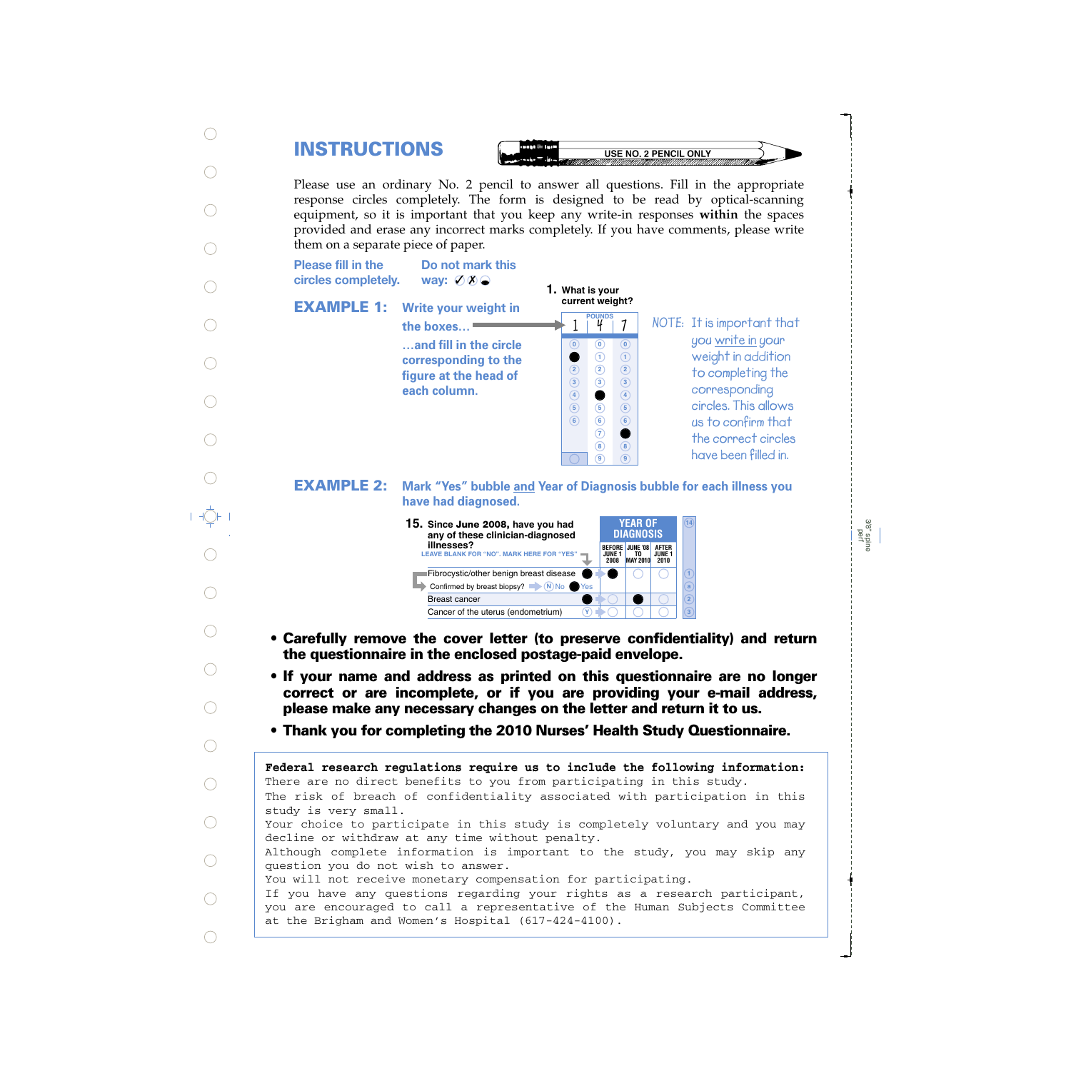# INSTRUCTIONS

USE NO. 2 PENCIL ONLY

Please use an ordinary No. 2 pencil to answer all questions. Fill in the appropriate response circles completely. The form is designed to be read by optical-scanning equipment, so it is important that you keep any write-in responses **within** the spaces provided and erase any incorrect marks completely. If you have comments, please write them on a separate piece of paper.

**Please fill in the circles completely.**

**Do not mark this way:** ✓ ✗ ◒

## EXAMPLE 1:

**Write your weight in the boxes...**

**...and fill in the circle corresponding to the figure at the head of each column.**

**1. What is your current weight?**

| POUNDS | | |
|---|---|---|
| 1 | 4 | 7 |

NOTE: It is important that you write in your weight in addition to completing the corresponding circles. This allows us to confirm that the correct circles have been filled in.

## EXAMPLE 2:

**Mark "Yes" bubble and Year of Diagnosis bubble for each illness you have had diagnosed.**

**15. Since June 2008, have you had any of these clinician-diagnosed illnesses?**
LEAVE BLANK FOR "NO". MARK HERE FOR "YES"

| | Yes | BEFORE JUNE 1 2008 | JUNE '08 TO MAY 2010 | AFTER JUNE 1 2010 |
|---|---|---|---|---|
| Fibrocystic/other benign breast disease | ● | ● | ○ | ○ |
| Confirmed by breast biopsy? Ⓝ No ● Yes | | | | |
| Breast cancer | ● | ○ | ● | ○ |
| Cancer of the uterus (endometrium) | Ⓨ | ○ | ○ | ○ |

- **Carefully remove the cover letter (to preserve confidentiality) and return the questionnaire in the enclosed postage-paid envelope.**
- **If your name and address as printed on this questionnaire are no longer correct or are incomplete, or if you are providing your e-mail address, please make any necessary changes on the letter and return it to us.**
- **Thank you for completing the 2010 Nurses' Health Study Questionnaire.**

**Federal research regulations require us to include the following information:**
There are no direct benefits to you from participating in this study.
The risk of breach of confidentiality associated with participation in this study is very small.
Your choice to participate in this study is completely voluntary and you may decline or withdraw at any time without penalty.
Although complete information is important to the study, you may skip any question you do not wish to answer.
You will not receive monetary compensation for participating.
If you have any questions regarding your rights as a research participant, you are encouraged to call a representative of the Human Subjects Committee at the Brigham and Women's Hospital (617-424-4100).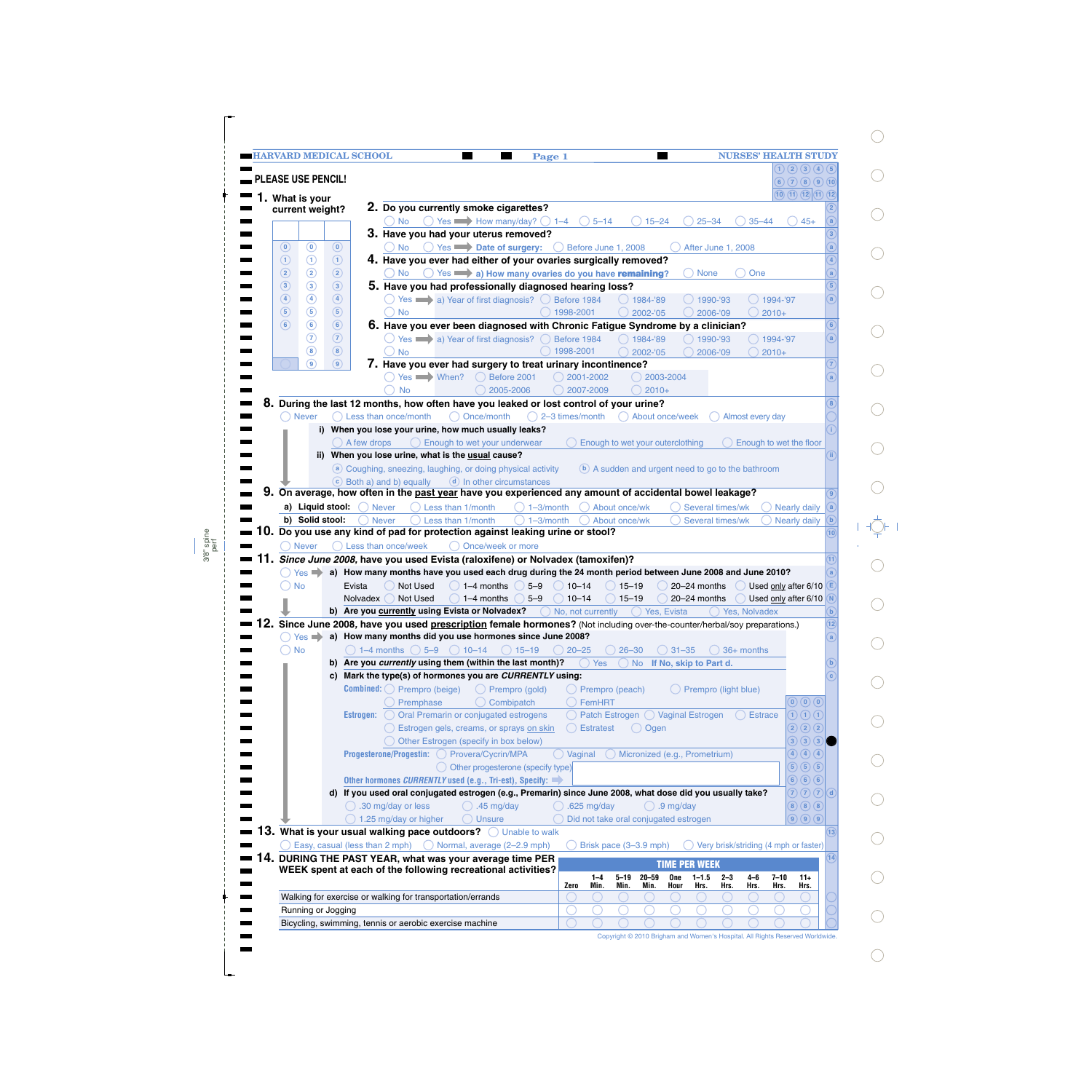HARVARD MEDICAL SCHOOL — NURSES' HEALTH STUDY

PLEASE USE PENCIL!

**1. What is your current weight?**

| | | |
|---|---|---|
| 0 | 0 | 0 |
| 1 | 1 | 1 |
| 2 | 2 | 2 |
| 3 | 3 | 3 |
| 4 | 4 | 4 |
| 5 | 5 | 5 |
| 6 | 6 | 6 |
| | 7 | 7 |
| | 8 | 8 |
| | 9 | 9 |

**2. Do you currently smoke cigarettes?**

○ No ○ Yes ➡ How many/day? ○ 1–4 ○ 5–14 ○ 15–24 ○ 25–34 ○ 35–44 ○ 45+

**3. Have you had your uterus removed?**

○ No ○ Yes ➡ **Date of surgery:** ○ Before June 1, 2008 ○ After June 1, 2008

**4. Have you ever had either of your ovaries surgically removed?**

○ No ○ Yes ➡ **a) How many ovaries do you have remaining?** ○ None ○ One

**5. Have you had professionally diagnosed hearing loss?**

○ Yes ➡ a) Year of first diagnosis? ○ Before 1984 ○ 1984–'89 ○ 1990–'93 ○ 1994–'97 ○ 1998-2001 ○ 2002–'05 ○ 2006–'09 ○ 2010+
○ No

**6. Have you ever been diagnosed with Chronic Fatigue Syndrome by a clinician?**

○ Yes ➡ a) Year of first diagnosis? ○ Before 1984 ○ 1984–'89 ○ 1990–'93 ○ 1994–'97 ○ 1998-2001 ○ 2002–'05 ○ 2006–'09 ○ 2010+
○ No

**7. Have you ever had surgery to treat urinary incontinence?**

○ Yes ➡ When? ○ Before 2001 ○ 2001-2002 ○ 2003-2004 ○ 2005-2006 ○ 2007-2009 ○ 2010+
○ No

**8. During the last 12 months, how often have you leaked or lost control of your urine?**

○ Never ○ Less than once/month ○ Once/month ○ 2–3 times/month ○ About once/week ○ Almost every day

**i) When you lose your urine, how much usually leaks?**
○ A few drops ○ Enough to wet your underwear ○ Enough to wet your outerclothing ○ Enough to wet the floor

**ii) When you lose urine, what is the usual cause?**
ⓐ Coughing, sneezing, laughing, or doing physical activity ⓑ A sudden and urgent need to go to the bathroom
ⓒ Both a) and b) equally ⓓ In other circumstances

**9. On average, how often in the past year have you experienced any amount of accidental bowel leakage?**

**a) Liquid stool:** ○ Never ○ Less than 1/month ○ 1–3/month ○ About once/wk ○ Several times/wk ○ Nearly daily
**b) Solid stool:** ○ Never ○ Less than 1/month ○ 1–3/month ○ About once/wk ○ Several times/wk ○ Nearly daily

**10. Do you use any kind of pad for protection against leaking urine or stool?**

○ Never ○ Less than once/week ○ Once/week or more

**11. *Since June 2008,* have you used Evista (raloxifene) or Nolvadex (tamoxifen)?**

○ Yes ➡ **a) How many months have you used each drug during the 24 month period between June 2008 and June 2010?**

| | | | | | | | |
|---|---|---|---|---|---|---|---|
| Evista | ○ Not Used | ○ 1–4 months | ○ 5–9 | ○ 10–14 | ○ 15–19 | ○ 20–24 months | ○ Used only after 6/10 |
| Nolvadex | ○ Not Used | ○ 1–4 months | ○ 5–9 | ○ 10–14 | ○ 15–19 | ○ 20–24 months | ○ Used only after 6/10 |

○ No

**b) Are you currently using Evista or Nolvadex?** ○ No, not currently ○ Yes, Evista ○ Yes, Nolvadex

**12. Since June 2008, have you used prescription female hormones?** (Not including over-the-counter/herbal/soy preparations.)

○ Yes ➡ **a) How many months did you use hormones since June 2008?**
○ 1–4 months ○ 5–9 ○ 10–14 ○ 15–19 ○ 20–25 ○ 26–30 ○ 31–35 ○ 36+ months

○ No

**b) Are you *currently* using them (within the last month)?** ○ Yes ○ No **If No, skip to Part d.**

**c) Mark the type(s) of hormones you are *CURRENTLY* using:**

**Combined:** ○ Prempro (beige) ○ Prempro (gold) ○ Prempro (peach) ○ Prempro (light blue) ○ Premphase ○ Combipatch ○ FemHRT

**Estrogen:** ○ Oral Premarin or conjugated estrogens ○ Patch Estrogen ○ Vaginal Estrogen ○ Estrace ○ Estrogen gels, creams, or sprays on skin ○ Estratest ○ Ogen ○ Other Estrogen (specify in box below)

**Progesterone/Progestin:** ○ Provera/Cycrin/MPA ○ Vaginal ○ Micronized (e.g., Prometrium) ○ Other progesterone (specify type)

**Other hormones *CURRENTLY* used (e.g., Tri-est), Specify:** ➡

**d) If you used oral conjugated estrogen (e.g., Premarin) since June 2008, what dose did you usually take?**

○ .30 mg/day or less ○ .45 mg/day ○ .625 mg/day ○ .9 mg/day
○ 1.25 mg/day or higher ○ Unsure ○ Did not take oral conjugated estrogen

**13. What is your usual walking pace outdoors?** ○ Unable to walk

○ Easy, casual (less than 2 mph) ○ Normal, average (2–2.9 mph) ○ Brisk pace (3–3.9 mph) ○ Very brisk/striding (4 mph or faster)

**14. DURING THE PAST YEAR, what was your average time PER WEEK spent at each of the following recreational activities?**

| | TIME PER WEEK | | | | | | | | | |
|---|---|---|---|---|---|---|---|---|---|---|
| | Zero | 1–4 Min. | 5–19 Min. | 20–59 Min. | One Hour | 1–1.5 Hrs. | 2–3 Hrs. | 4–6 Hrs. | 7–10 Hrs. | 11+ Hrs. |
| Walking for exercise or walking for transportation/errands | ○ | ○ | ○ | ○ | ○ | ○ | ○ | ○ | ○ | ○ |
| Running or Jogging | ○ | ○ | ○ | ○ | ○ | ○ | ○ | ○ | ○ | ○ |
| Bicycling, swimming, tennis or aerobic exercise machine | ○ | ○ | ○ | ○ | ○ | ○ | ○ | ○ | ○ | ○ |

Copyright © 2010 Brigham and Women's Hospital. All Rights Reserved Worldwide.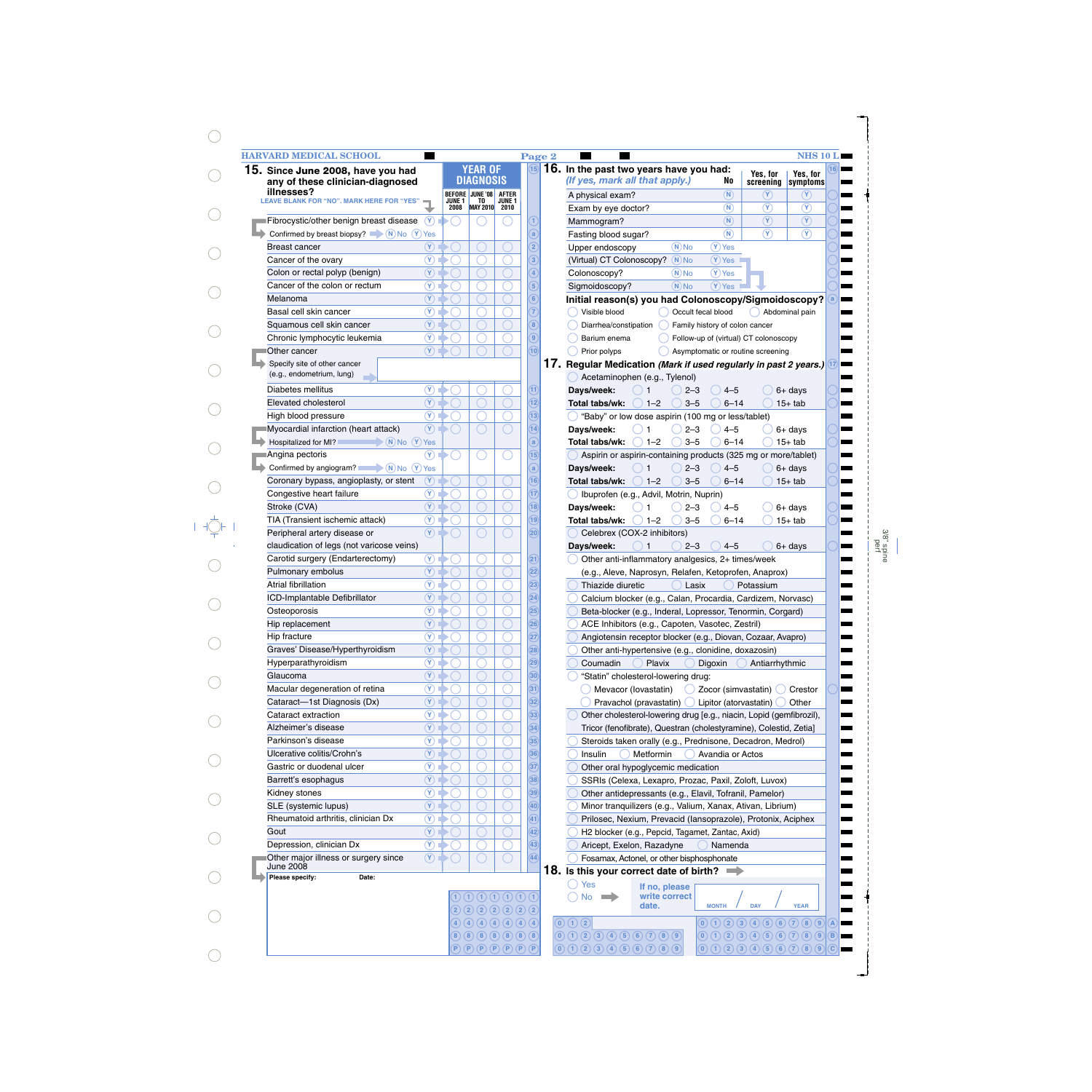HARVARD MEDICAL SCHOOL — Page 2 — NHS 10 L

## 15. Since June 2008, have you had any of these clinician-diagnosed illnesses?

LEAVE BLANK FOR "NO". MARK HERE FOR "YES"

| Illness | Yes | YEAR OF DIAGNOSIS: BEFORE JUNE 1 2008 | JUNE '08 TO MAY 2010 | AFTER JUNE 1 2010 |
|---|---|---|---|---|
| Fibrocystic/other benign breast disease | (Y) | ○ | ○ | ○ |
| Confirmed by breast biopsy? (N) No (Y) Yes | | | | |
| Breast cancer | (Y) | ○ | ○ | ○ |
| Cancer of the ovary | (Y) | ○ | ○ | ○ |
| Colon or rectal polyp (benign) | (Y) | ○ | ○ | ○ |
| Cancer of the colon or rectum | (Y) | ○ | ○ | ○ |
| Melanoma | (Y) | ○ | ○ | ○ |
| Basal cell skin cancer | (Y) | ○ | ○ | ○ |
| Squamous cell skin cancer | (Y) | ○ | ○ | ○ |
| Chronic lymphocytic leukemia | (Y) | ○ | ○ | ○ |
| Other cancer | (Y) | ○ | ○ | ○ |
| Specify site of other cancer (e.g., endometrium, lung) | | | | |
| Diabetes mellitus | (Y) | ○ | ○ | ○ |
| Elevated cholesterol | (Y) | ○ | ○ | ○ |
| High blood pressure | (Y) | ○ | ○ | ○ |
| Myocardial infarction (heart attack) | (Y) | ○ | ○ | ○ |
| Hospitalized for MI? (N) No (Y) Yes | | | | |
| Angina pectoris | (Y) | ○ | ○ | ○ |
| Confirmed by angiogram? (N) No (Y) Yes | | | | |
| Coronary bypass, angioplasty, or stent | (Y) | ○ | ○ | ○ |
| Congestive heart failure | (Y) | ○ | ○ | ○ |
| Stroke (CVA) | (Y) | ○ | ○ | ○ |
| TIA (Transient ischemic attack) | (Y) | ○ | ○ | ○ |
| Peripheral artery disease or claudication of legs (not varicose veins) | (Y) | ○ | ○ | ○ |
| Carotid surgery (Endarterectomy) | (Y) | ○ | ○ | ○ |
| Pulmonary embolus | (Y) | ○ | ○ | ○ |
| Atrial fibrillation | (Y) | ○ | ○ | ○ |
| ICD-Implantable Defibrillator | (Y) | ○ | ○ | ○ |
| Osteoporosis | (Y) | ○ | ○ | ○ |
| Hip replacement | (Y) | ○ | ○ | ○ |
| Hip fracture | (Y) | ○ | ○ | ○ |
| Graves' Disease/Hyperthyroidism | (Y) | ○ | ○ | ○ |
| Hyperparathyroidism | (Y) | ○ | ○ | ○ |
| Glaucoma | (Y) | ○ | ○ | ○ |
| Macular degeneration of retina | (Y) | ○ | ○ | ○ |
| Cataract—1st Diagnosis (Dx) | (Y) | ○ | ○ | ○ |
| Cataract extraction | (Y) | ○ | ○ | ○ |
| Alzheimer's disease | (Y) | ○ | ○ | ○ |
| Parkinson's disease | (Y) | ○ | ○ | ○ |
| Ulcerative colitis/Crohn's | (Y) | ○ | ○ | ○ |
| Gastric or duodenal ulcer | (Y) | ○ | ○ | ○ |
| Barrett's esophagus | (Y) | ○ | ○ | ○ |
| Kidney stones | (Y) | ○ | ○ | ○ |
| SLE (systemic lupus) | (Y) | ○ | ○ | ○ |
| Rheumatoid arthritis, clinician Dx | (Y) | ○ | ○ | ○ |
| Gout | (Y) | ○ | ○ | ○ |
| Depression, clinician Dx | (Y) | ○ | ○ | ○ |
| Other major illness or surgery since June 2008 | (Y) | ○ | ○ | ○ |

Please specify: Date:

## 16. In the past two years have you had:
*(If yes, mark all that apply.)*

| | No | Yes, for screening | Yes, for symptoms |
|---|---|---|---|
| A physical exam? | (N) | (Y) | (Y) |
| Exam by eye doctor? | (N) | (Y) | (Y) |
| Mammogram? | (N) | (Y) | (Y) |
| Fasting blood sugar? | (N) | (Y) | (Y) |

| | | |
|---|---|---|
| Upper endoscopy | (N) No | (Y) Yes |
| (Virtual) CT Colonoscopy? | (N) No | (Y) Yes |
| Colonoscopy? | (N) No | (Y) Yes |
| Sigmoidoscopy? | (N) No | (Y) Yes |

**Initial reason(s) you had Colonoscopy/Sigmoidoscopy?**

- ○ Visible blood ○ Occult fecal blood ○ Abdominal pain
- ○ Diarrhea/constipation ○ Family history of colon cancer
- ○ Barium enema ○ Follow-up of (virtual) CT colonoscopy
- ○ Prior polyps ○ Asymptomatic or routine screening

## 17. Regular Medication *(Mark if used regularly in past 2 years.)*

○ Acetaminophen (e.g., Tylenol)
- **Days/week:** ○ 1 ○ 2–3 ○ 4–5 ○ 6+ days
- **Total tabs/wk:** ○ 1–2 ○ 3–5 ○ 6–14 ○ 15+ tab

○ "Baby" or low dose aspirin (100 mg or less/tablet)
- **Days/week:** ○ 1 ○ 2–3 ○ 4–5 ○ 6+ days
- **Total tabs/wk:** ○ 1–2 ○ 3–5 ○ 6–14 ○ 15+ tab

○ Aspirin or aspirin-containing products (325 mg or more/tablet)
- **Days/week:** ○ 1 ○ 2–3 ○ 4–5 ○ 6+ days
- **Total tabs/wk:** ○ 1–2 ○ 3–5 ○ 6–14 ○ 15+ tab

○ Ibuprofen (e.g., Advil, Motrin, Nuprin)
- **Days/week:** ○ 1 ○ 2–3 ○ 4–5 ○ 6+ days
- **Total tabs/wk:** ○ 1–2 ○ 3–5 ○ 6–14 ○ 15+ tab

○ Celebrex (COX-2 inhibitors)
- **Days/week:** ○ 1 ○ 2–3 ○ 4–5 ○ 6+ days

○ Other anti-inflammatory analgesics, 2+ times/week (e.g., Aleve, Naprosyn, Relafen, Ketoprofen, Anaprox)

○ Thiazide diuretic ○ Lasix ○ Potassium

○ Calcium blocker (e.g., Calan, Procardia, Cardizem, Norvasc)

○ Beta-blocker (e.g., Inderal, Lopressor, Tenormin, Corgard)

○ ACE Inhibitors (e.g., Capoten, Vasotec, Zestril)

○ Angiotensin receptor blocker (e.g., Diovan, Cozaar, Avapro)

○ Other anti-hypertensive (e.g., clonidine, doxazosin)

○ Coumadin ○ Plavix ○ Digoxin ○ Antiarrhythmic

○ "Statin" cholesterol-lowering drug:
- ○ Mevacor (lovastatin) ○ Zocor (simvastatin) ○ Crestor
- ○ Pravachol (pravastatin) ○ Lipitor (atorvastatin) ○ Other

○ Other cholesterol-lowering drug [e.g., niacin, Lopid (gemfibrozil), Tricor (fenofibrate), Questran (cholestyramine), Colestid, Zetia]

○ Steroids taken orally (e.g., Prednisone, Decadron, Medrol)

○ Insulin ○ Metformin ○ Avandia or Actos

○ Other oral hypoglycemic medication

○ SSRIs (Celexa, Lexapro, Prozac, Paxil, Zoloft, Luvox)

○ Other antidepressants (e.g., Elavil, Tofranil, Pamelor)

○ Minor tranquilizers (e.g., Valium, Xanax, Ativan, Librium)

○ Prilosec, Nexium, Prevacid (lansoprazole), Protonix, Aciphex

○ H2 blocker (e.g., Pepcid, Tagamet, Zantac, Axid)

○ Aricept, Exelon, Razadyne ○ Namenda

○ Fosamax, Actonel, or other bisphosphonate

## 18. Is this your correct date of birth?

- ○ Yes
- ○ No → If no, please write correct date.

MONTH / DAY / YEAR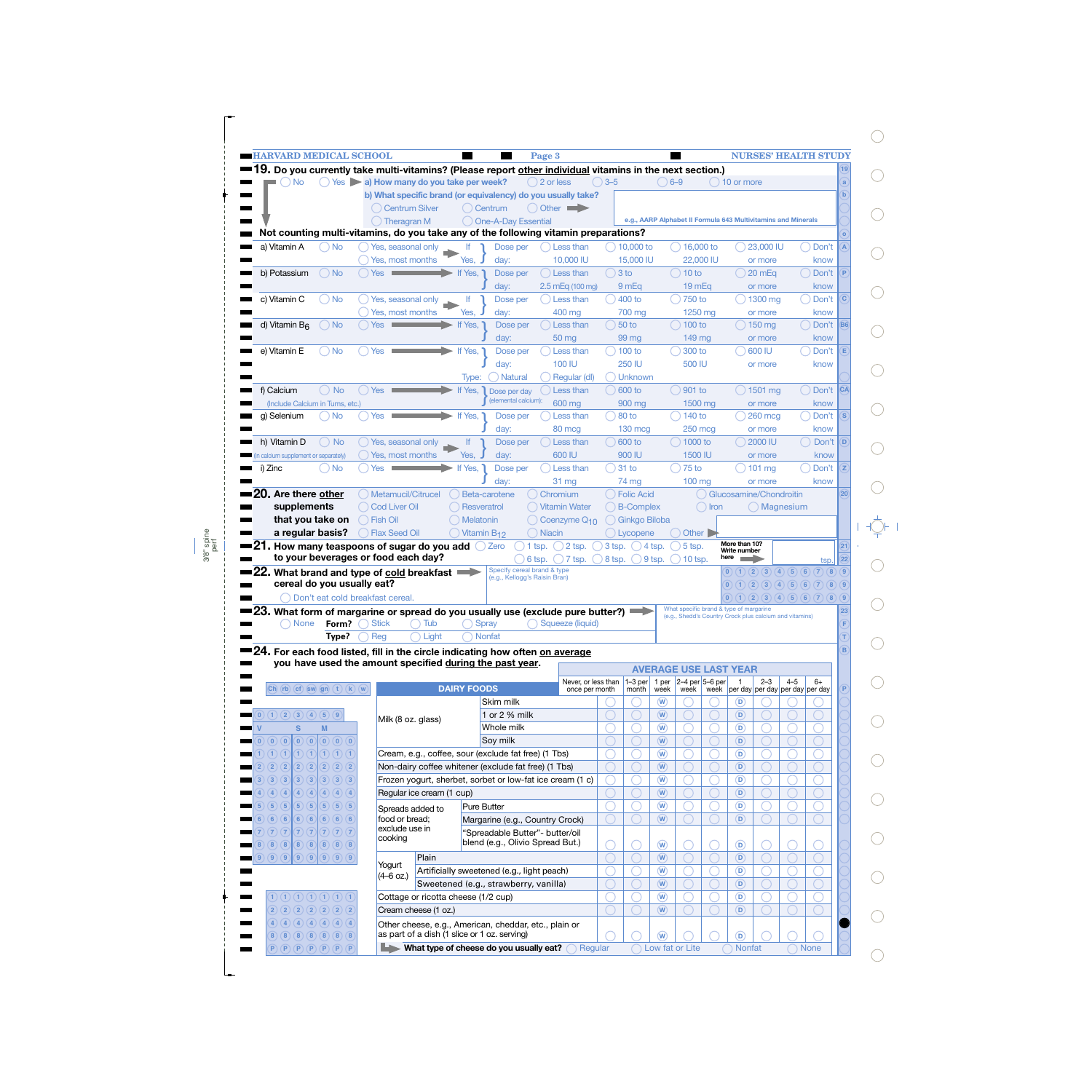HARVARD MEDICAL SCHOOL — NURSES' HEALTH STUDY

**19.** Do you currently take multi-vitamins? (Please report other individual vitamins in the next section.)

◯ No ◯ Yes ▶ a) How many do you take per week? ◯ 2 or less ◯ 3–5 ◯ 6–9 ◯ 10 or more

b) What specific brand (or equivalency) do you usually take?

◯ Centrum Silver ◯ Centrum ◯ Other ▶
◯ Theragran M ◯ One-A-Day Essential

e.g., AARP Alphabet II Formula 643 Multivitamins and Minerals

**Not counting multi-vitamins, do you take any of the following vitamin preparations?**

| Vitamin | No | Yes | | Dose per day: | | | | | |
|---|---|---|---|---|---|---|---|---|---|
| a) Vitamin A | ◯ No | ◯ Yes, seasonal only / ◯ Yes, most months | If Yes, | Dose per day: | ◯ Less than 10,000 IU | ◯ 10,000 to 15,000 IU | ◯ 16,000 to 22,000 IU | ◯ 23,000 IU or more | ◯ Don't know |
| b) Potassium | ◯ No | ◯ Yes | If Yes, | Dose per day: | ◯ Less than 2.5 mEq (100 mg) | ◯ 3 to 9 mEq | ◯ 10 to 19 mEq | ◯ 20 mEq or more | ◯ Don't know |
| c) Vitamin C | ◯ No | ◯ Yes, seasonal only / ◯ Yes, most months | If Yes, | Dose per day: | ◯ Less than 400 mg | ◯ 400 to 700 mg | ◯ 750 to 1250 mg | ◯ 1300 mg or more | ◯ Don't know |
| d) Vitamin $B_6$ | ◯ No | ◯ Yes | If Yes, | Dose per day: | ◯ Less than 50 mg | ◯ 50 to 99 mg | ◯ 100 to 149 mg | ◯ 150 mg or more | ◯ Don't know |
| e) Vitamin E | ◯ No | ◯ Yes | If Yes, | Dose per day: | ◯ Less than 100 IU | ◯ 100 to 250 IU | ◯ 300 to 500 IU | ◯ 600 IU or more | ◯ Don't know |
| | | | | Type: | ◯ Natural | ◯ Regular (dl) | ◯ Unknown | | |
| f) Calcium (Include Calcium in Tums, etc.) | ◯ No | ◯ Yes | If Yes, | Dose per day (elemental calcium): | ◯ Less than 600 mg | ◯ 600 to 900 mg | ◯ 901 to 1500 mg | ◯ 1501 mg or more | ◯ Don't know |
| g) Selenium | ◯ No | ◯ Yes | If Yes, | Dose per day: | ◯ Less than 80 mcg | ◯ 80 to 130 mcg | ◯ 140 to 250 mcg | ◯ 260 mcg or more | ◯ Don't know |
| h) Vitamin D (in calcium supplement or separately) | ◯ No | ◯ Yes, seasonal only / ◯ Yes, most months | If Yes, | Dose per day: | ◯ Less than 600 IU | ◯ 600 to 900 IU | ◯ 1000 to 1500 IU | ◯ 2000 IU or more | ◯ Don't know |
| i) Zinc | ◯ No | ◯ Yes | If Yes, | Dose per day: | ◯ Less than 31 mg | ◯ 31 to 74 mg | ◯ 75 to 100 mg | ◯ 101 mg or more | ◯ Don't know |

**20.** Are there other supplements that you take on a regular basis?

◯ Metamucil/Citrucel ◯ Beta-carotene ◯ Chromium ◯ Folic Acid ◯ Glucosamine/Chondroitin
◯ Cod Liver Oil ◯ Resveratrol ◯ Vitamin Water ◯ B-Complex ◯ Iron ◯ Magnesium
◯ Fish Oil ◯ Melatonin ◯ Coenzyme $Q_{10}$ ◯ Ginkgo Biloba
◯ Flax Seed Oil ◯ Vitamin $B_{12}$ ◯ Niacin ◯ Lycopene ◯ Other ▶

**21.** How many teaspoons of sugar do you add to your beverages or food each day?

◯ Zero ◯ 1 tsp. ◯ 2 tsp. ◯ 3 tsp. ◯ 4 tsp. ◯ 5 tsp. ◯ 6 tsp. ◯ 7 tsp. ◯ 8 tsp. ◯ 9 tsp. ◯ 10 tsp.

More than 10? Write number here ▶ ____ tsp.

**22.** What brand and type of cold breakfast cereal do you usually eat? ▶

Specify cereal brand & type (e.g., Kellogg's Raisin Bran)

◯ Don't eat cold breakfast cereal.

**23.** What form of margarine or spread do you usually use (exclude pure butter)? ▶

What specific brand & type of margarine (e.g., Shedd's Country Crock plus calcium and vitamins)

◯ None **Form?** ◯ Stick ◯ Tub ◯ Spray ◯ Squeeze (liquid)

**Type?** ◯ Reg ◯ Light ◯ Nonfat

**24.** For each food listed, fill in the circle indicating how often on average you have used the amount specified during the past year.

| DAIRY FOODS | | Never, or less than once per month | 1–3 per month | 1 per week | 2–4 per week | 5–6 per week | 1 per day | 2–3 per day | 4–5 per day | 6+ per day |
|---|---|---|---|---|---|---|---|---|---|---|
| Milk (8 oz. glass) | Skim milk | ◯ | ◯ | Ⓦ | ◯ | ◯ | Ⓓ | ◯ | ◯ | ◯ |
| | 1 or 2 % milk | ◯ | ◯ | Ⓦ | ◯ | ◯ | Ⓓ | ◯ | ◯ | ◯ |
| | Whole milk | ◯ | ◯ | Ⓦ | ◯ | ◯ | Ⓓ | ◯ | ◯ | ◯ |
| | Soy milk | ◯ | ◯ | Ⓦ | ◯ | ◯ | Ⓓ | ◯ | ◯ | ◯ |
| Cream, e.g., coffee, sour (exclude fat free) (1 Tbs) | | ◯ | ◯ | Ⓦ | ◯ | ◯ | Ⓓ | ◯ | ◯ | ◯ |
| Non-dairy coffee whitener (exclude fat free) (1 Tbs) | | ◯ | ◯ | Ⓦ | ◯ | ◯ | Ⓓ | ◯ | ◯ | ◯ |
| Frozen yogurt, sherbet, sorbet or low-fat ice cream (1 c) | | ◯ | ◯ | Ⓦ | ◯ | ◯ | Ⓓ | ◯ | ◯ | ◯ |
| Regular ice cream (1 cup) | | ◯ | ◯ | Ⓦ | ◯ | ◯ | Ⓓ | ◯ | ◯ | ◯ |
| Spreads added to food or bread; exclude use in cooking | Pure Butter | ◯ | ◯ | Ⓦ | ◯ | ◯ | Ⓓ | ◯ | ◯ | ◯ |
| | Margarine (e.g., Country Crock) | ◯ | ◯ | Ⓦ | ◯ | ◯ | Ⓓ | ◯ | ◯ | ◯ |
| | "Spreadable Butter"- butter/oil blend (e.g., Olivio Spread But.) | ◯ | ◯ | Ⓦ | ◯ | ◯ | Ⓓ | ◯ | ◯ | ◯ |
| Yogurt (4–6 oz.) | Plain | ◯ | ◯ | Ⓦ | ◯ | ◯ | Ⓓ | ◯ | ◯ | ◯ |
| | Artificially sweetened (e.g., light peach) | ◯ | ◯ | Ⓦ | ◯ | ◯ | Ⓓ | ◯ | ◯ | ◯ |
| | Sweetened (e.g., strawberry, vanilla) | ◯ | ◯ | Ⓦ | ◯ | ◯ | Ⓓ | ◯ | ◯ | ◯ |
| Cottage or ricotta cheese (1/2 cup) | | ◯ | ◯ | Ⓦ | ◯ | ◯ | Ⓓ | ◯ | ◯ | ◯ |
| Cream cheese (1 oz.) | | ◯ | ◯ | Ⓦ | ◯ | ◯ | Ⓓ | ◯ | ◯ | ◯ |
| Other cheese, e.g., American, cheddar, etc., plain or as part of a dish (1 slice or 1 oz. serving) | | ◯ | ◯ | Ⓦ | ◯ | ◯ | Ⓓ | ◯ | ◯ | ◯ |

▶ What type of cheese do you usually eat? ◯ Regular ◯ Low fat or Lite ◯ Nonfat ◯ None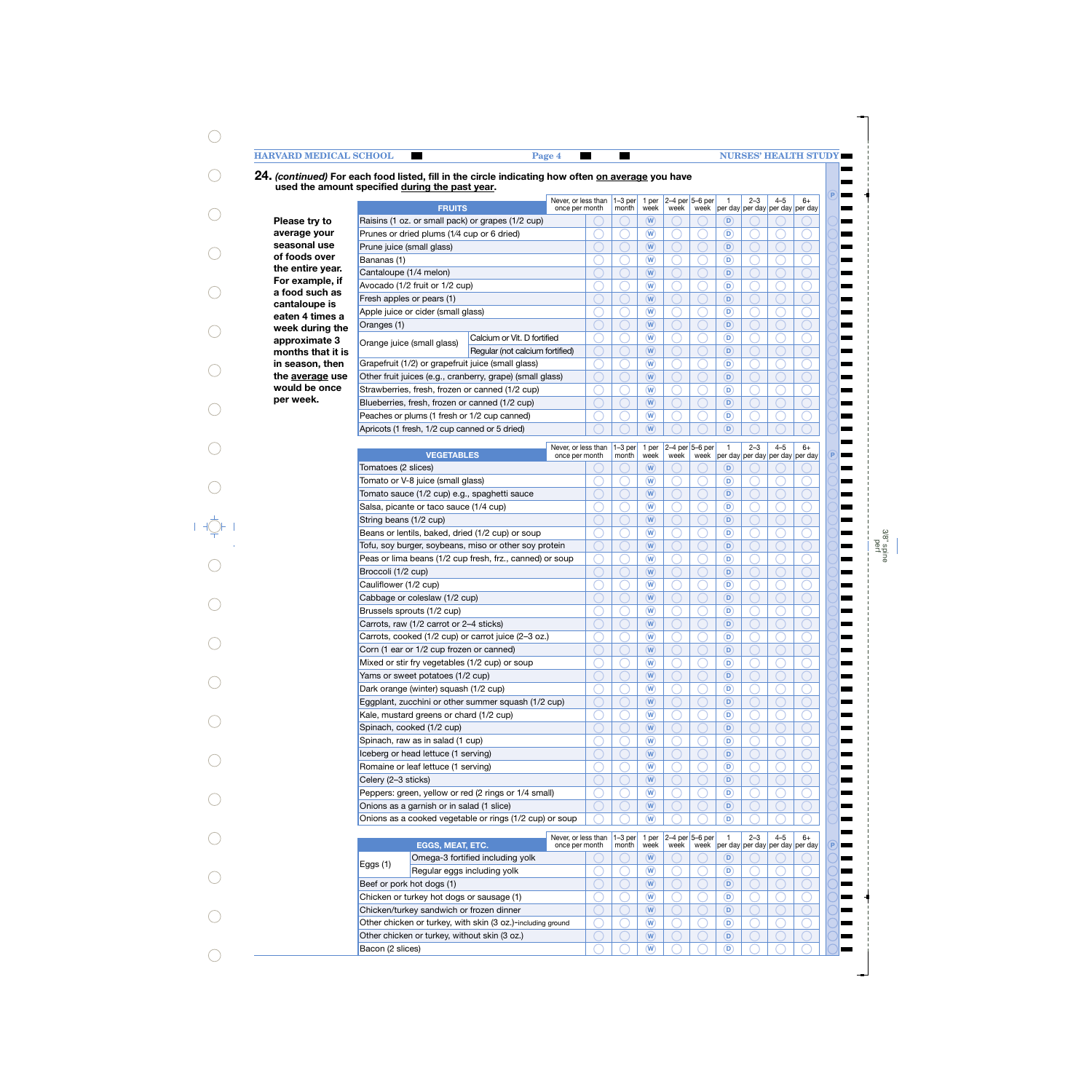**24.** ***(continued)*** **For each food listed, fill in the circle indicating how often on average you have used the amount specified during the past year.**

**Please try to average your seasonal use of foods over the entire year. For example, if a food such as cantaloupe is eaten 4 times a week during the approximate 3 months that it is in season, then the average use would be once per week.**

| FRUITS | | Never, or less than once per month | 1–3 per month | 1 per week | 2–4 per week | 5–6 per week | 1 per day | 2–3 per day | 4–5 per day | 6+ per day |
|---|---|---|---|---|---|---|---|---|---|---|
| Raisins (1 oz. or small pack) or grapes (1/2 cup) | | ◯ | ◯ | W | ◯ | ◯ | D | ◯ | ◯ | ◯ |
| Prunes or dried plums (1/4 cup or 6 dried) | | ◯ | ◯ | W | ◯ | ◯ | D | ◯ | ◯ | ◯ |
| Prune juice (small glass) | | ◯ | ◯ | W | ◯ | ◯ | D | ◯ | ◯ | ◯ |
| Bananas (1) | | ◯ | ◯ | W | ◯ | ◯ | D | ◯ | ◯ | ◯ |
| Cantaloupe (1/4 melon) | | ◯ | ◯ | W | ◯ | ◯ | D | ◯ | ◯ | ◯ |
| Avocado (1/2 fruit or 1/2 cup) | | ◯ | ◯ | W | ◯ | ◯ | D | ◯ | ◯ | ◯ |
| Fresh apples or pears (1) | | ◯ | ◯ | W | ◯ | ◯ | D | ◯ | ◯ | ◯ |
| Apple juice or cider (small glass) | | ◯ | ◯ | W | ◯ | ◯ | D | ◯ | ◯ | ◯ |
| Oranges (1) | | ◯ | ◯ | W | ◯ | ◯ | D | ◯ | ◯ | ◯ |
| Orange juice (small glass) | Calcium or Vit. D fortified | ◯ | ◯ | W | ◯ | ◯ | D | ◯ | ◯ | ◯ |
| | Regular (not calcium fortified) | ◯ | ◯ | W | ◯ | ◯ | D | ◯ | ◯ | ◯ |
| Grapefruit (1/2) or grapefruit juice (small glass) | | ◯ | ◯ | W | ◯ | ◯ | D | ◯ | ◯ | ◯ |
| Other fruit juices (e.g., cranberry, grape) (small glass) | | ◯ | ◯ | W | ◯ | ◯ | D | ◯ | ◯ | ◯ |
| Strawberries, fresh, frozen or canned (1/2 cup) | | ◯ | ◯ | W | ◯ | ◯ | D | ◯ | ◯ | ◯ |
| Blueberries, fresh, frozen or canned (1/2 cup) | | ◯ | ◯ | W | ◯ | ◯ | D | ◯ | ◯ | ◯ |
| Peaches or plums (1 fresh or 1/2 cup canned) | | ◯ | ◯ | W | ◯ | ◯ | D | ◯ | ◯ | ◯ |
| Apricots (1 fresh, 1/2 cup canned or 5 dried) | | ◯ | ◯ | W | ◯ | ◯ | D | ◯ | ◯ | ◯ |

| VEGETABLES | Never, or less than once per month | 1–3 per month | 1 per week | 2–4 per week | 5–6 per week | 1 per day | 2–3 per day | 4–5 per day | 6+ per day |
|---|---|---|---|---|---|---|---|---|---|
| Tomatoes (2 slices) | ◯ | ◯ | W | ◯ | ◯ | D | ◯ | ◯ | ◯ |
| Tomato or V-8 juice (small glass) | ◯ | ◯ | W | ◯ | ◯ | D | ◯ | ◯ | ◯ |
| Tomato sauce (1/2 cup) e.g., spaghetti sauce | ◯ | ◯ | W | ◯ | ◯ | D | ◯ | ◯ | ◯ |
| Salsa, picante or taco sauce (1/4 cup) | ◯ | ◯ | W | ◯ | ◯ | D | ◯ | ◯ | ◯ |
| String beans (1/2 cup) | ◯ | ◯ | W | ◯ | ◯ | D | ◯ | ◯ | ◯ |
| Beans or lentils, baked, dried (1/2 cup) or soup | ◯ | ◯ | W | ◯ | ◯ | D | ◯ | ◯ | ◯ |
| Tofu, soy burger, soybeans, miso or other soy protein | ◯ | ◯ | W | ◯ | ◯ | D | ◯ | ◯ | ◯ |
| Peas or lima beans (1/2 cup fresh, frz., canned) or soup | ◯ | ◯ | W | ◯ | ◯ | D | ◯ | ◯ | ◯ |
| Broccoli (1/2 cup) | ◯ | ◯ | W | ◯ | ◯ | D | ◯ | ◯ | ◯ |
| Cauliflower (1/2 cup) | ◯ | ◯ | W | ◯ | ◯ | D | ◯ | ◯ | ◯ |
| Cabbage or coleslaw (1/2 cup) | ◯ | ◯ | W | ◯ | ◯ | D | ◯ | ◯ | ◯ |
| Brussels sprouts (1/2 cup) | ◯ | ◯ | W | ◯ | ◯ | D | ◯ | ◯ | ◯ |
| Carrots, raw (1/2 carrot or 2–4 sticks) | ◯ | ◯ | W | ◯ | ◯ | D | ◯ | ◯ | ◯ |
| Carrots, cooked (1/2 cup) or carrot juice (2–3 oz.) | ◯ | ◯ | W | ◯ | ◯ | D | ◯ | ◯ | ◯ |
| Corn (1 ear or 1/2 cup frozen or canned) | ◯ | ◯ | W | ◯ | ◯ | D | ◯ | ◯ | ◯ |
| Mixed or stir fry vegetables (1/2 cup) or soup | ◯ | ◯ | W | ◯ | ◯ | D | ◯ | ◯ | ◯ |
| Yams or sweet potatoes (1/2 cup) | ◯ | ◯ | W | ◯ | ◯ | D | ◯ | ◯ | ◯ |
| Dark orange (winter) squash (1/2 cup) | ◯ | ◯ | W | ◯ | ◯ | D | ◯ | ◯ | ◯ |
| Eggplant, zucchini or other summer squash (1/2 cup) | ◯ | ◯ | W | ◯ | ◯ | D | ◯ | ◯ | ◯ |
| Kale, mustard greens or chard (1/2 cup) | ◯ | ◯ | W | ◯ | ◯ | D | ◯ | ◯ | ◯ |
| Spinach, cooked (1/2 cup) | ◯ | ◯ | W | ◯ | ◯ | D | ◯ | ◯ | ◯ |
| Spinach, raw as in salad (1 cup) | ◯ | ◯ | W | ◯ | ◯ | D | ◯ | ◯ | ◯ |
| Iceberg or head lettuce (1 serving) | ◯ | ◯ | W | ◯ | ◯ | D | ◯ | ◯ | ◯ |
| Romaine or leaf lettuce (1 serving) | ◯ | ◯ | W | ◯ | ◯ | D | ◯ | ◯ | ◯ |
| Celery (2–3 sticks) | ◯ | ◯ | W | ◯ | ◯ | D | ◯ | ◯ | ◯ |
| Peppers: green, yellow or red (2 rings or 1/4 small) | ◯ | ◯ | W | ◯ | ◯ | D | ◯ | ◯ | ◯ |
| Onions as a garnish or in salad (1 slice) | ◯ | ◯ | W | ◯ | ◯ | D | ◯ | ◯ | ◯ |
| Onions as a cooked vegetable or rings (1/2 cup) or soup | ◯ | ◯ | W | ◯ | ◯ | D | ◯ | ◯ | ◯ |

| EGGS, MEAT, ETC. | | Never, or less than once per month | 1–3 per month | 1 per week | 2–4 per week | 5–6 per week | 1 per day | 2–3 per day | 4–5 per day | 6+ per day |
|---|---|---|---|---|---|---|---|---|---|---|
| Eggs (1) | Omega-3 fortified including yolk | ◯ | ◯ | W | ◯ | ◯ | D | ◯ | ◯ | ◯ |
| | Regular eggs including yolk | ◯ | ◯ | W | ◯ | ◯ | D | ◯ | ◯ | ◯ |
| Beef or pork hot dogs (1) | | ◯ | ◯ | W | ◯ | ◯ | D | ◯ | ◯ | ◯ |
| Chicken or turkey hot dogs or sausage (1) | | ◯ | ◯ | W | ◯ | ◯ | D | ◯ | ◯ | ◯ |
| Chicken/turkey sandwich or frozen dinner | | ◯ | ◯ | W | ◯ | ◯ | D | ◯ | ◯ | ◯ |
| Other chicken or turkey, with skin (3 oz.)–including ground | | ◯ | ◯ | W | ◯ | ◯ | D | ◯ | ◯ | ◯ |
| Other chicken or turkey, without skin (3 oz.) | | ◯ | ◯ | W | ◯ | ◯ | D | ◯ | ◯ | ◯ |
| Bacon (2 slices) | | ◯ | ◯ | W | ◯ | ◯ | D | ◯ | ◯ | ◯ |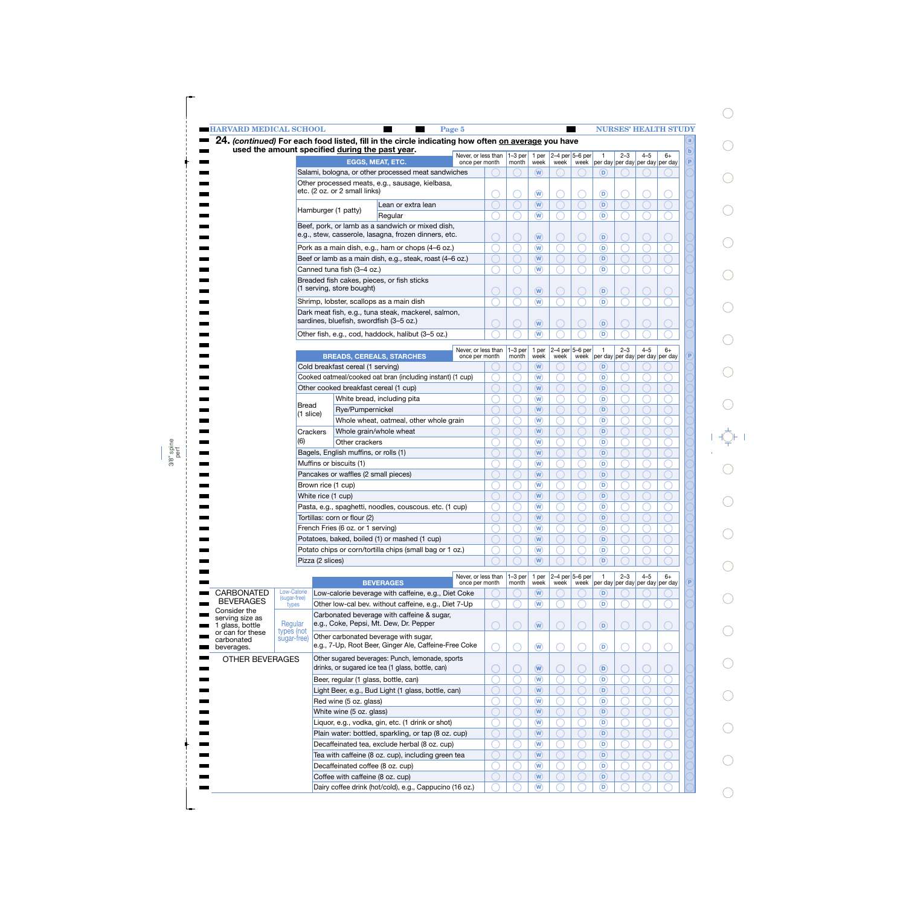**24.** ***(continued)*** **For each food listed, fill in the circle indicating how often on average you have used the amount specified during the past year.**

| EGGS, MEAT, ETC. | | Never, or less than once per month | 1–3 per month | 1 per week | 2–4 per week | 5–6 per week | 1 per day | 2–3 per day | 4–5 per day | 6+ per day |
|---|---|---|---|---|---|---|---|---|---|---|
| Salami, bologna, or other processed meat sandwiches | | ◯ | ◯ | W | ◯ | ◯ | D | ◯ | ◯ | ◯ |
| Other processed meats, e.g., sausage, kielbasa, etc. (2 oz. or 2 small links) | | ◯ | ◯ | W | ◯ | ◯ | D | ◯ | ◯ | ◯ |
| Hamburger (1 patty) | Lean or extra lean | ◯ | ◯ | W | ◯ | ◯ | D | ◯ | ◯ | ◯ |
| | Regular | ◯ | ◯ | W | ◯ | ◯ | D | ◯ | ◯ | ◯ |
| Beef, pork, or lamb as a sandwich or mixed dish, e.g., stew, casserole, lasagna, frozen dinners, etc. | | ◯ | ◯ | W | ◯ | ◯ | D | ◯ | ◯ | ◯ |
| Pork as a main dish, e.g., ham or chops (4–6 oz.) | | ◯ | ◯ | W | ◯ | ◯ | D | ◯ | ◯ | ◯ |
| Beef or lamb as a main dish, e.g., steak, roast (4–6 oz.) | | ◯ | ◯ | W | ◯ | ◯ | D | ◯ | ◯ | ◯ |
| Canned tuna fish (3–4 oz.) | | ◯ | ◯ | W | ◯ | ◯ | D | ◯ | ◯ | ◯ |
| Breaded fish cakes, pieces, or fish sticks (1 serving, store bought) | | ◯ | ◯ | W | ◯ | ◯ | D | ◯ | ◯ | ◯ |
| Shrimp, lobster, scallops as a main dish | | ◯ | ◯ | W | ◯ | ◯ | D | ◯ | ◯ | ◯ |
| Dark meat fish, e.g., tuna steak, mackerel, salmon, sardines, bluefish, swordfish (3–5 oz.) | | ◯ | ◯ | W | ◯ | ◯ | D | ◯ | ◯ | ◯ |
| Other fish, e.g., cod, haddock, halibut (3–5 oz.) | | ◯ | ◯ | W | ◯ | ◯ | D | ◯ | ◯ | ◯ |

| BREADS, CEREALS, STARCHES | | Never, or less than once per month | 1–3 per month | 1 per week | 2–4 per week | 5–6 per week | 1 per day | 2–3 per day | 4–5 per day | 6+ per day |
|---|---|---|---|---|---|---|---|---|---|---|
| Cold breakfast cereal (1 serving) | | ◯ | ◯ | W | ◯ | ◯ | D | ◯ | ◯ | ◯ |
| Cooked oatmeal/cooked oat bran (including instant) (1 cup) | | ◯ | ◯ | W | ◯ | ◯ | D | ◯ | ◯ | ◯ |
| Other cooked breakfast cereal (1 cup) | | ◯ | ◯ | W | ◯ | ◯ | D | ◯ | ◯ | ◯ |
| Bread (1 slice) | White bread, including pita | ◯ | ◯ | W | ◯ | ◯ | D | ◯ | ◯ | ◯ |
| | Rye/Pumpernickel | ◯ | ◯ | W | ◯ | ◯ | D | ◯ | ◯ | ◯ |
| | Whole wheat, oatmeal, other whole grain | ◯ | ◯ | W | ◯ | ◯ | D | ◯ | ◯ | ◯ |
| Crackers (6) | Whole grain/whole wheat | ◯ | ◯ | W | ◯ | ◯ | D | ◯ | ◯ | ◯ |
| | Other crackers | ◯ | ◯ | W | ◯ | ◯ | D | ◯ | ◯ | ◯ |
| Bagels, English muffins, or rolls (1) | | ◯ | ◯ | W | ◯ | ◯ | D | ◯ | ◯ | ◯ |
| Muffins or biscuits (1) | | ◯ | ◯ | W | ◯ | ◯ | D | ◯ | ◯ | ◯ |
| Pancakes or waffles (2 small pieces) | | ◯ | ◯ | W | ◯ | ◯ | D | ◯ | ◯ | ◯ |
| Brown rice (1 cup) | | ◯ | ◯ | W | ◯ | ◯ | D | ◯ | ◯ | ◯ |
| White rice (1 cup) | | ◯ | ◯ | W | ◯ | ◯ | D | ◯ | ◯ | ◯ |
| Pasta, e.g., spaghetti, noodles, couscous. etc. (1 cup) | | ◯ | ◯ | W | ◯ | ◯ | D | ◯ | ◯ | ◯ |
| Tortillas: corn or flour (2) | | ◯ | ◯ | W | ◯ | ◯ | D | ◯ | ◯ | ◯ |
| French Fries (6 oz. or 1 serving) | | ◯ | ◯ | W | ◯ | ◯ | D | ◯ | ◯ | ◯ |
| Potatoes, baked, boiled (1) or mashed (1 cup) | | ◯ | ◯ | W | ◯ | ◯ | D | ◯ | ◯ | ◯ |
| Potato chips or corn/tortilla chips (small bag or 1 oz.) | | ◯ | ◯ | W | ◯ | ◯ | D | ◯ | ◯ | ◯ |
| Pizza (2 slices) | | ◯ | ◯ | W | ◯ | ◯ | D | ◯ | ◯ | ◯ |

| | | BEVERAGES | Never, or less than once per month | 1–3 per month | 1 per week | 2–4 per week | 5–6 per week | 1 per day | 2–3 per day | 4–5 per day | 6+ per day |
|---|---|---|---|---|---|---|---|---|---|---|---|
| CARBONATED BEVERAGES Consider the serving size as 1 glass, bottle or can for these carbonated beverages. | Low-Calorie (sugar-free) types | Low-calorie beverage with caffeine, e.g., Diet Coke | ◯ | ◯ | W | ◯ | ◯ | D | ◯ | ◯ | ◯ |
| | | Other low-cal bev. without caffeine, e.g., Diet 7-Up | ◯ | ◯ | W | ◯ | ◯ | D | ◯ | ◯ | ◯ |
| | Regular types (not sugar-free) | Carbonated beverage with caffeine & sugar, e.g., Coke, Pepsi, Mt. Dew, Dr. Pepper | ◯ | ◯ | W | ◯ | ◯ | D | ◯ | ◯ | ◯ |
| | | Other carbonated beverage with sugar, e.g., 7-Up, Root Beer, Ginger Ale, Caffeine-Free Coke | ◯ | ◯ | W | ◯ | ◯ | D | ◯ | ◯ | ◯ |
| OTHER BEVERAGES | | Other sugared beverages: Punch, lemonade, sports drinks, or sugared ice tea (1 glass, bottle, can) | ◯ | ◯ | W | ◯ | ◯ | D | ◯ | ◯ | ◯ |
| | | Beer, regular (1 glass, bottle, can) | ◯ | ◯ | W | ◯ | ◯ | D | ◯ | ◯ | ◯ |
| | | Light Beer, e.g., Bud Light (1 glass, bottle, can) | ◯ | ◯ | W | ◯ | ◯ | D | ◯ | ◯ | ◯ |
| | | Red wine (5 oz. glass) | ◯ | ◯ | W | ◯ | ◯ | D | ◯ | ◯ | ◯ |
| | | White wine (5 oz. glass) | ◯ | ◯ | W | ◯ | ◯ | D | ◯ | ◯ | ◯ |
| | | Liquor, e.g., vodka, gin, etc. (1 drink or shot) | ◯ | ◯ | W | ◯ | ◯ | D | ◯ | ◯ | ◯ |
| | | Plain water: bottled, sparkling, or tap (8 oz. cup) | ◯ | ◯ | W | ◯ | ◯ | D | ◯ | ◯ | ◯ |
| | | Decaffeinated tea, exclude herbal (8 oz. cup) | ◯ | ◯ | W | ◯ | ◯ | D | ◯ | ◯ | ◯ |
| | | Tea with caffeine (8 oz. cup), including green tea | ◯ | ◯ | W | ◯ | ◯ | D | ◯ | ◯ | ◯ |
| | | Decaffeinated coffee (8 oz. cup) | ◯ | ◯ | W | ◯ | ◯ | D | ◯ | ◯ | ◯ |
| | | Coffee with caffeine (8 oz. cup) | ◯ | ◯ | W | ◯ | ◯ | D | ◯ | ◯ | ◯ |
| | | Dairy coffee drink (hot/cold), e.g., Cappucino (16 oz.) | ◯ | ◯ | W | ◯ | ◯ | D | ◯ | ◯ | ◯ |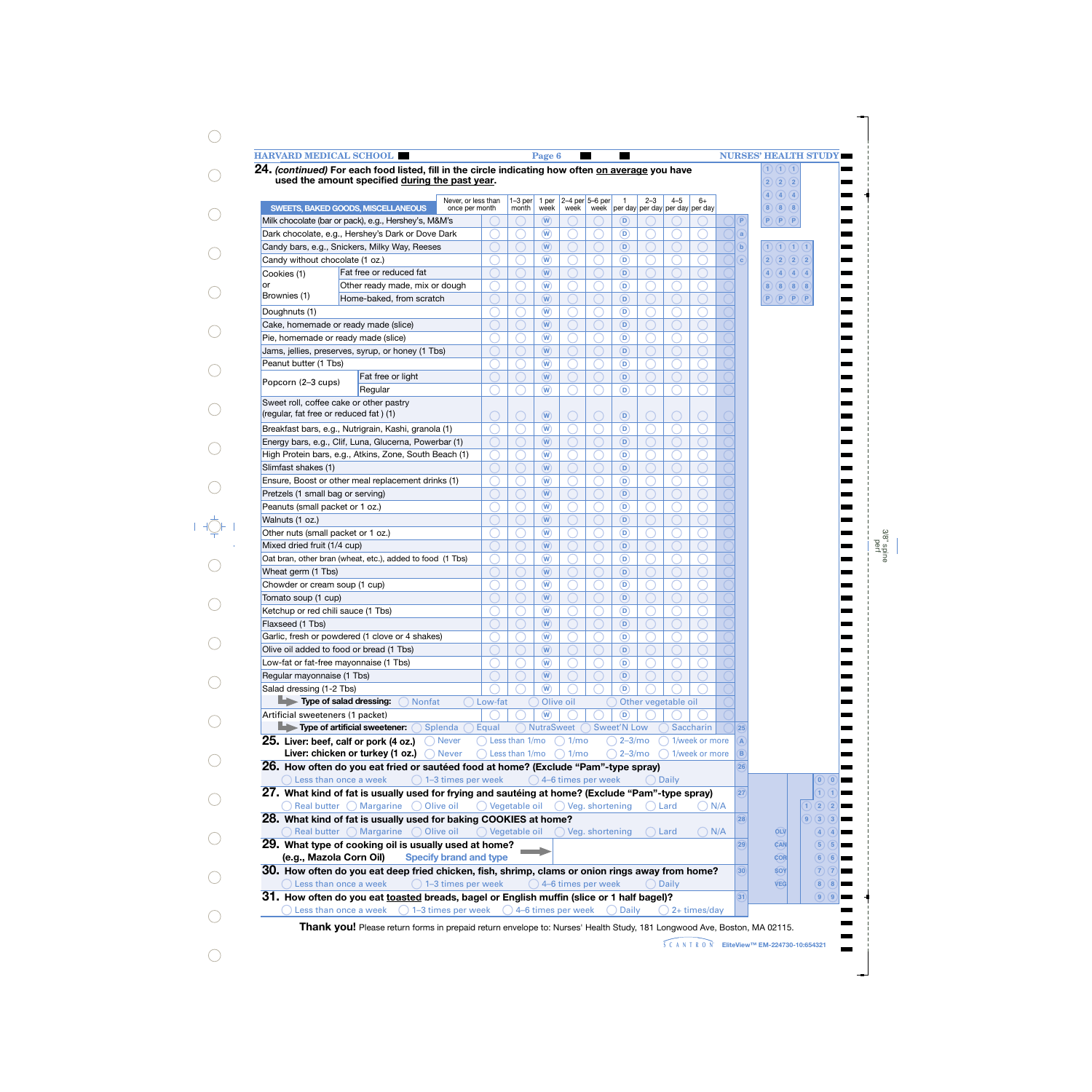HARVARD MEDICAL SCHOOL — Page 6 — NURSES' HEALTH STUDY

**24.** ***(continued)*** **For each food listed, fill in the circle indicating how often on average you have used the amount specified during the past year.**

| SWEETS, BAKED GOODS, MISCELLANEOUS | | Never, or less than once per month | 1–3 per month | 1 per week | 2–4 per week | 5–6 per week | 1 per day | 2–3 per day | 4–5 per day | 6+ per day |
|---|---|---|---|---|---|---|---|---|---|---|
| Milk chocolate (bar or pack), e.g., Hershey's, M&M's | | ○ | ○ | W | ○ | ○ | D | ○ | ○ | ○ |
| Dark chocolate, e.g., Hershey's Dark or Dove Dark | | ○ | ○ | W | ○ | ○ | D | ○ | ○ | ○ |
| Candy bars, e.g., Snickers, Milky Way, Reeses | | ○ | ○ | W | ○ | ○ | D | ○ | ○ | ○ |
| Candy without chocolate (1 oz.) | | ○ | ○ | W | ○ | ○ | D | ○ | ○ | ○ |
| Cookies (1) or Brownies (1) | Fat free or reduced fat | ○ | ○ | W | ○ | ○ | D | ○ | ○ | ○ |
| | Other ready made, mix or dough | ○ | ○ | W | ○ | ○ | D | ○ | ○ | ○ |
| | Home-baked, from scratch | ○ | ○ | W | ○ | ○ | D | ○ | ○ | ○ |
| Doughnuts (1) | | ○ | ○ | W | ○ | ○ | D | ○ | ○ | ○ |
| Cake, homemade or ready made (slice) | | ○ | ○ | W | ○ | ○ | D | ○ | ○ | ○ |
| Pie, homemade or ready made (slice) | | ○ | ○ | W | ○ | ○ | D | ○ | ○ | ○ |
| Jams, jellies, preserves, syrup, or honey (1 Tbs) | | ○ | ○ | W | ○ | ○ | D | ○ | ○ | ○ |
| Peanut butter (1 Tbs) | | ○ | ○ | W | ○ | ○ | D | ○ | ○ | ○ |
| Popcorn (2–3 cups) | Fat free or light | ○ | ○ | W | ○ | ○ | D | ○ | ○ | ○ |
| | Regular | ○ | ○ | W | ○ | ○ | D | ○ | ○ | ○ |
| Sweet roll, coffee cake or other pastry (regular, fat free or reduced fat ) (1) | | ○ | ○ | W | ○ | ○ | D | ○ | ○ | ○ |
| Breakfast bars, e.g., Nutrigrain, Kashi, granola (1) | | ○ | ○ | W | ○ | ○ | D | ○ | ○ | ○ |
| Energy bars, e.g., Clif, Luna, Glucerna, Powerbar (1) | | ○ | ○ | W | ○ | ○ | D | ○ | ○ | ○ |
| High Protein bars, e.g., Atkins, Zone, South Beach (1) | | ○ | ○ | W | ○ | ○ | D | ○ | ○ | ○ |
| Slimfast shakes (1) | | ○ | ○ | W | ○ | ○ | D | ○ | ○ | ○ |
| Ensure, Boost or other meal replacement drinks (1) | | ○ | ○ | W | ○ | ○ | D | ○ | ○ | ○ |
| Pretzels (1 small bag or serving) | | ○ | ○ | W | ○ | ○ | D | ○ | ○ | ○ |
| Peanuts (small packet or 1 oz.) | | ○ | ○ | W | ○ | ○ | D | ○ | ○ | ○ |
| Walnuts (1 oz.) | | ○ | ○ | W | ○ | ○ | D | ○ | ○ | ○ |
| Other nuts (small packet or 1 oz.) | | ○ | ○ | W | ○ | ○ | D | ○ | ○ | ○ |
| Mixed dried fruit (1/4 cup) | | ○ | ○ | W | ○ | ○ | D | ○ | ○ | ○ |
| Oat bran, other bran (wheat, etc.), added to food (1 Tbs) | | ○ | ○ | W | ○ | ○ | D | ○ | ○ | ○ |
| Wheat germ (1 Tbs) | | ○ | ○ | W | ○ | ○ | D | ○ | ○ | ○ |
| Chowder or cream soup (1 cup) | | ○ | ○ | W | ○ | ○ | D | ○ | ○ | ○ |
| Tomato soup (1 cup) | | ○ | ○ | W | ○ | ○ | D | ○ | ○ | ○ |
| Ketchup or red chili sauce (1 Tbs) | | ○ | ○ | W | ○ | ○ | D | ○ | ○ | ○ |
| Flaxseed (1 Tbs) | | ○ | ○ | W | ○ | ○ | D | ○ | ○ | ○ |
| Garlic, fresh or powdered (1 clove or 4 shakes) | | ○ | ○ | W | ○ | ○ | D | ○ | ○ | ○ |
| Olive oil added to food or bread (1 Tbs) | | ○ | ○ | W | ○ | ○ | D | ○ | ○ | ○ |
| Low-fat or fat-free mayonnaise (1 Tbs) | | ○ | ○ | W | ○ | ○ | D | ○ | ○ | ○ |
| Regular mayonnaise (1 Tbs) | | ○ | ○ | W | ○ | ○ | D | ○ | ○ | ○ |
| Salad dressing (1-2 Tbs) | | ○ | ○ | W | ○ | ○ | D | ○ | ○ | ○ |

**Type of salad dressing:** ○ Nonfat ○ Low-fat ○ Olive oil ○ Other vegetable oil

| | Never, or less than once per month | 1–3 per month | 1 per week | 2–4 per week | 5–6 per week | 1 per day | 2–3 per day | 4–5 per day | 6+ per day |
|---|---|---|---|---|---|---|---|---|---|
| Artificial sweeteners (1 packet) | ○ | ○ | W | ○ | ○ | D | ○ | ○ | ○ |

**Type of artificial sweetener:** ○ Splenda ○ Equal ○ NutraSweet ○ Sweet'N Low ○ Saccharin

**25. Liver: beef, calf or pork (4 oz.)** ○ Never ○ Less than 1/mo ○ 1/mo ○ 2–3/mo ○ 1/week or more

**Liver: chicken or turkey (1 oz.)** ○ Never ○ Less than 1/mo ○ 1/mo ○ 2–3/mo ○ 1/week or more

**26. How often do you eat fried or sautéed food at home? (Exclude "Pam"-type spray)**

○ Less than once a week ○ 1–3 times per week ○ 4–6 times per week ○ Daily

**27. What kind of fat is usually used for frying and sautéing at home? (Exclude "Pam"-type spray)**

○ Real butter ○ Margarine ○ Olive oil ○ Vegetable oil ○ Veg. shortening ○ Lard ○ N/A

**28. What kind of fat is usually used for baking COOKIES at home?**

○ Real butter ○ Margarine ○ Olive oil ○ Vegetable oil ○ Veg. shortening ○ Lard ○ N/A

**29. What type of cooking oil is usually used at home? (e.g., Mazola Corn Oil)** Specify brand and type

**30. How often do you eat deep fried chicken, fish, shrimp, clams or onion rings away from home?**

○ Less than once a week ○ 1–3 times per week ○ 4–6 times per week ○ Daily

**31. How often do you eat toasted breads, bagel or English muffin (slice or 1 half bagel)?**

○ Less than once a week ○ 1–3 times per week ○ 4–6 times per week ○ Daily ○ 2+ times/day

**Thank you!** Please return forms in prepaid return envelope to: Nurses' Health Study, 181 Longwood Ave, Boston, MA 02115.